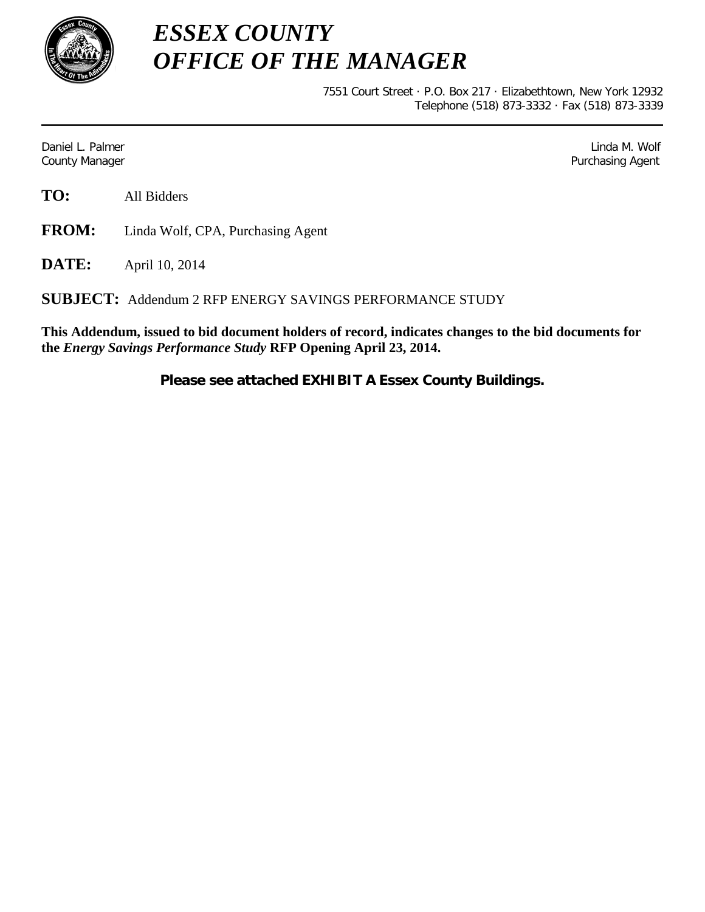# *ESSEX COUNTY*
# *OFFICE OF THE MANAGER*

7551 Court Street · P.O. Box 217 · Elizabethtown, New York 12932
Telephone (518) 873-3332 · Fax (518) 873-3339

---

Daniel L. Palmer
County Manager

Linda M. Wolf
Purchasing Agent

**TO:** All Bidders

**FROM:** Linda Wolf, CPA, Purchasing Agent

**DATE:** April 10, 2014

**SUBJECT:** Addendum 2 RFP ENERGY SAVINGS PERFORMANCE STUDY

**This Addendum, issued to bid document holders of record, indicates changes to the bid documents for the *Energy Savings Performance Study* RFP Opening April 23, 2014.**

**Please see attached EXHIBIT A Essex County Buildings.**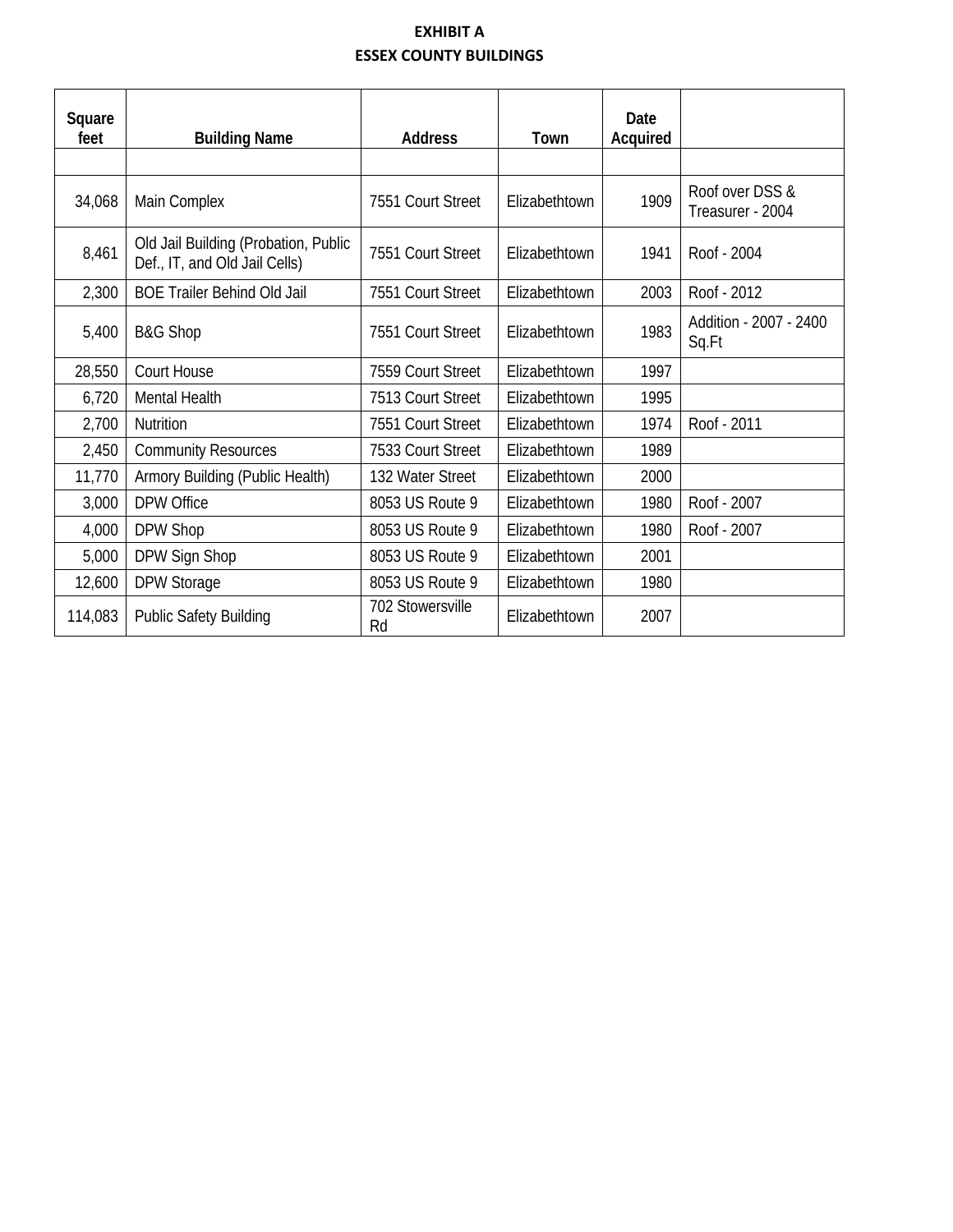**EXHIBIT A**

**ESSEX COUNTY BUILDINGS**

| Square feet | Building Name | Address | Town | Date Acquired | |
|---|---|---|---|---|---|
| | | | | | |
| 34,068 | Main Complex | 7551 Court Street | Elizabethtown | 1909 | Roof over DSS & Treasurer - 2004 |
| 8,461 | Old Jail Building (Probation, Public Def., IT, and Old Jail Cells) | 7551 Court Street | Elizabethtown | 1941 | Roof - 2004 |
| 2,300 | BOE Trailer Behind Old Jail | 7551 Court Street | Elizabethtown | 2003 | Roof - 2012 |
| 5,400 | B&G Shop | 7551 Court Street | Elizabethtown | 1983 | Addition - 2007 - 2400 Sq.Ft |
| 28,550 | Court House | 7559 Court Street | Elizabethtown | 1997 | |
| 6,720 | Mental Health | 7513 Court Street | Elizabethtown | 1995 | |
| 2,700 | Nutrition | 7551 Court Street | Elizabethtown | 1974 | Roof - 2011 |
| 2,450 | Community Resources | 7533 Court Street | Elizabethtown | 1989 | |
| 11,770 | Armory Building (Public Health) | 132 Water Street | Elizabethtown | 2000 | |
| 3,000 | DPW Office | 8053 US Route 9 | Elizabethtown | 1980 | Roof - 2007 |
| 4,000 | DPW Shop | 8053 US Route 9 | Elizabethtown | 1980 | Roof - 2007 |
| 5,000 | DPW Sign Shop | 8053 US Route 9 | Elizabethtown | 2001 | |
| 12,600 | DPW Storage | 8053 US Route 9 | Elizabethtown | 1980 | |
| 114,083 | Public Safety Building | 702 Stowersville Rd | Elizabethtown | 2007 | |